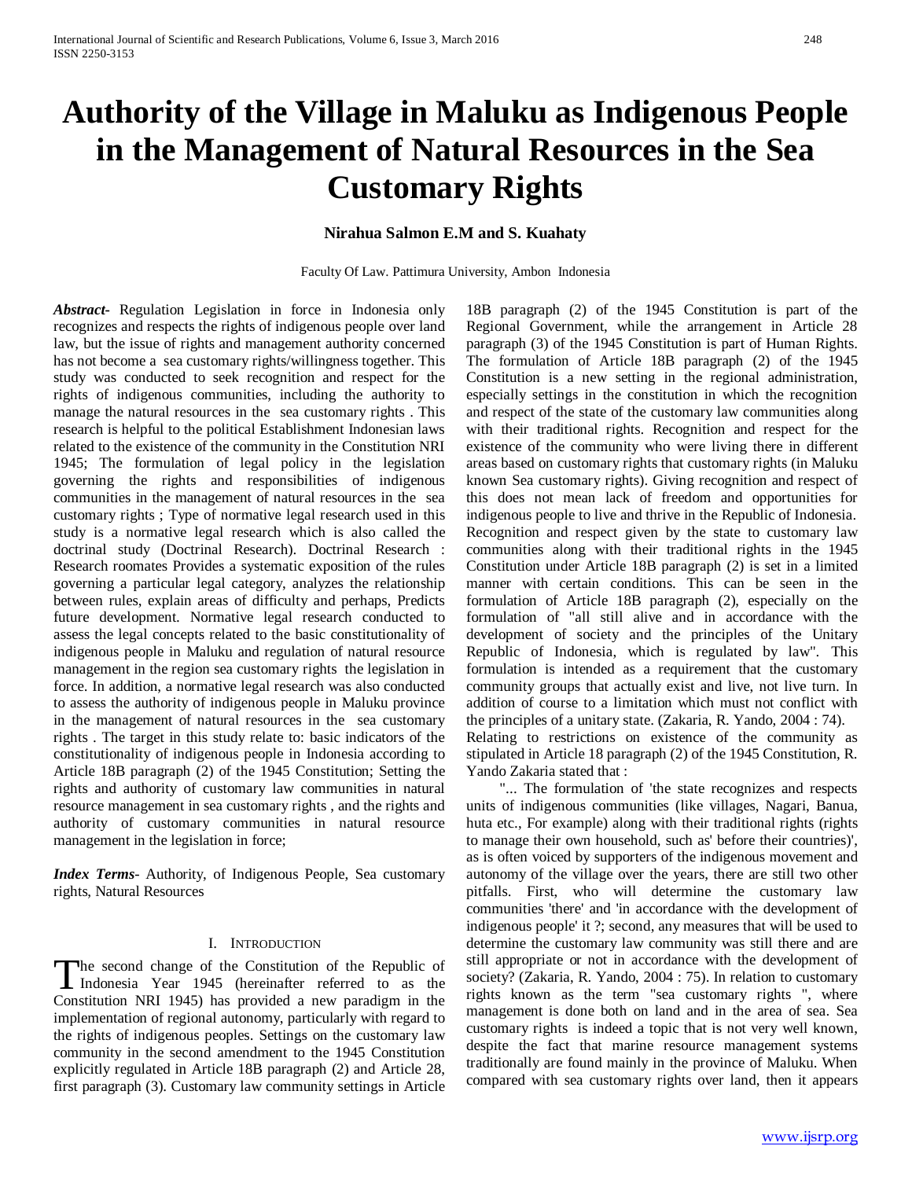# Authority of the Village in Maluku as Indigenous People in the Management of Natural Resources in the Sea Customary Rights

**Nirahua Salmon E.M and S. Kuahaty**

Faculty Of Law. Pattimura University, Ambon Indonesia

***Abstract-*** Regulation Legislation in force in Indonesia only recognizes and respects the rights of indigenous people over land law, but the issue of rights and management authority concerned has not become a sea customary rights/willingness together. This study was conducted to seek recognition and respect for the rights of indigenous communities, including the authority to manage the natural resources in the sea customary rights . This research is helpful to the political Establishment Indonesian laws related to the existence of the community in the Constitution NRI 1945; The formulation of legal policy in the legislation governing the rights and responsibilities of indigenous communities in the management of natural resources in the sea customary rights ; Type of normative legal research used in this study is a normative legal research which is also called the doctrinal study (Doctrinal Research). Doctrinal Research : Research roomates Provides a systematic exposition of the rules governing a particular legal category, analyzes the relationship between rules, explain areas of difficulty and perhaps, Predicts future development. Normative legal research conducted to assess the legal concepts related to the basic constitutionality of indigenous people in Maluku and regulation of natural resource management in the region sea customary rights the legislation in force. In addition, a normative legal research was also conducted to assess the authority of indigenous people in Maluku province in the management of natural resources in the sea customary rights . The target in this study relate to: basic indicators of the constitutionality of indigenous people in Indonesia according to Article 18B paragraph (2) of the 1945 Constitution; Setting the rights and authority of customary law communities in natural resource management in sea customary rights , and the rights and authority of customary communities in natural resource management in the legislation in force;

***Index Terms*-** Authority, of Indigenous People, Sea customary rights, Natural Resources

## I. Introduction

The second change of the Constitution of the Republic of Indonesia Year 1945 (hereinafter referred to as the Constitution NRI 1945) has provided a new paradigm in the implementation of regional autonomy, particularly with regard to the rights of indigenous peoples. Settings on the customary law community in the second amendment to the 1945 Constitution explicitly regulated in Article 18B paragraph (2) and Article 28, first paragraph (3). Customary law community settings in Article 18B paragraph (2) of the 1945 Constitution is part of the Regional Government, while the arrangement in Article 28 paragraph (3) of the 1945 Constitution is part of Human Rights. The formulation of Article 18B paragraph (2) of the 1945 Constitution is a new setting in the regional administration, especially settings in the constitution in which the recognition and respect of the state of the customary law communities along with their traditional rights. Recognition and respect for the existence of the community who were living there in different areas based on customary rights that customary rights (in Maluku known Sea customary rights). Giving recognition and respect of this does not mean lack of freedom and opportunities for indigenous people to live and thrive in the Republic of Indonesia. Recognition and respect given by the state to customary law communities along with their traditional rights in the 1945 Constitution under Article 18B paragraph (2) is set in a limited manner with certain conditions. This can be seen in the formulation of Article 18B paragraph (2), especially on the formulation of "all still alive and in accordance with the development of society and the principles of the Unitary Republic of Indonesia, which is regulated by law". This formulation is intended as a requirement that the customary community groups that actually exist and live, not live turn. In addition of course to a limitation which must not conflict with the principles of a unitary state. (Zakaria, R. Yando, 2004 : 74).

Relating to restrictions on existence of the community as stipulated in Article 18 paragraph (2) of the 1945 Constitution, R. Yando Zakaria stated that :

"... The formulation of 'the state recognizes and respects units of indigenous communities (like villages, Nagari, Banua, huta etc., For example) along with their traditional rights (rights to manage their own household, such as' before their countries)', as is often voiced by supporters of the indigenous movement and autonomy of the village over the years, there are still two other pitfalls. First, who will determine the customary law communities 'there' and 'in accordance with the development of indigenous people' it ?; second, any measures that will be used to determine the customary law community was still there and are still appropriate or not in accordance with the development of society? (Zakaria, R. Yando, 2004 : 75). In relation to customary rights known as the term "sea customary rights ", where management is done both on land and in the area of sea. Sea customary rights is indeed a topic that is not very well known, despite the fact that marine resource management systems traditionally are found mainly in the province of Maluku. When compared with sea customary rights over land, then it appears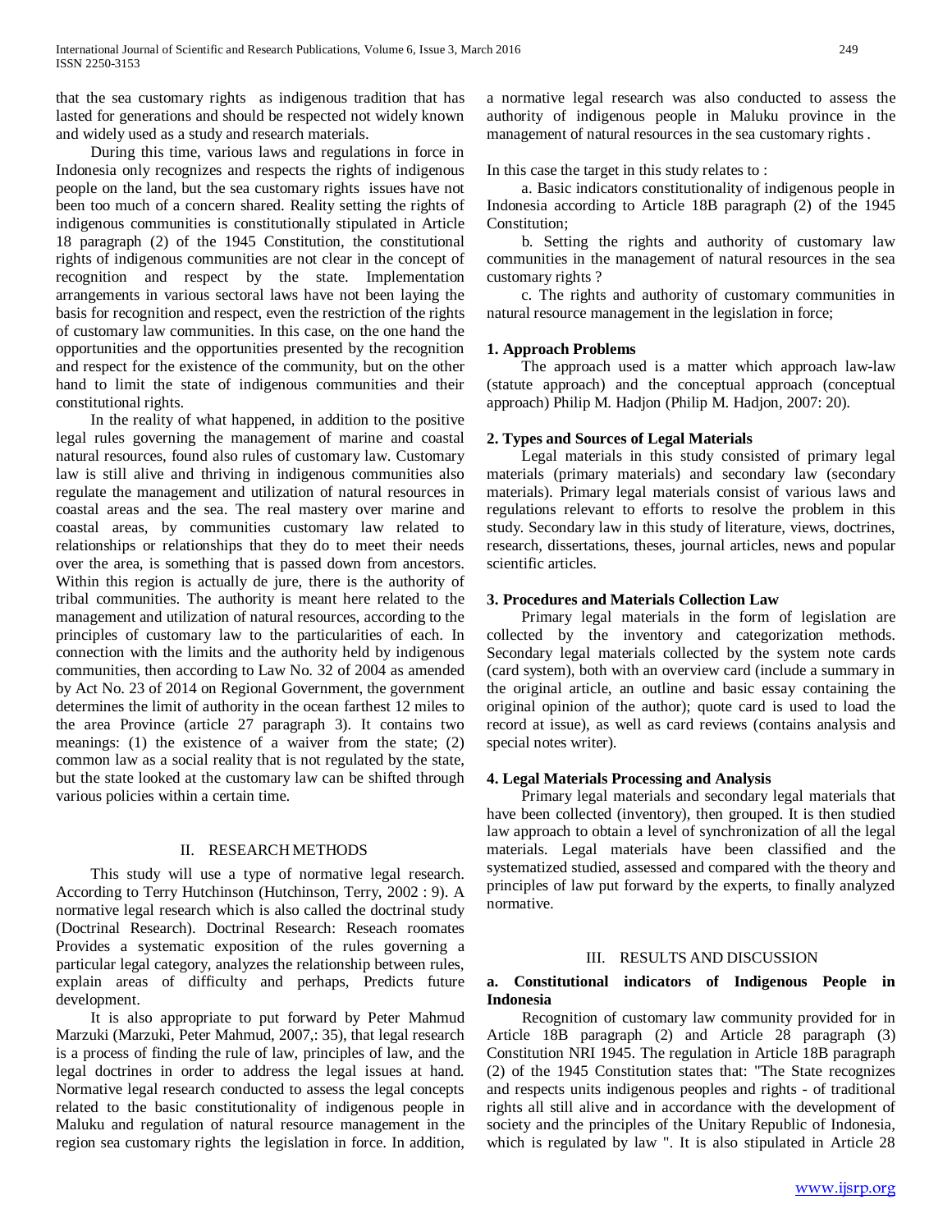that the sea customary rights as indigenous tradition that has lasted for generations and should be respected not widely known and widely used as a study and research materials.

During this time, various laws and regulations in force in Indonesia only recognizes and respects the rights of indigenous people on the land, but the sea customary rights issues have not been too much of a concern shared. Reality setting the rights of indigenous communities is constitutionally stipulated in Article 18 paragraph (2) of the 1945 Constitution, the constitutional rights of indigenous communities are not clear in the concept of recognition and respect by the state. Implementation arrangements in various sectoral laws have not been laying the basis for recognition and respect, even the restriction of the rights of customary law communities. In this case, on the one hand the opportunities and the opportunities presented by the recognition and respect for the existence of the community, but on the other hand to limit the state of indigenous communities and their constitutional rights.

In the reality of what happened, in addition to the positive legal rules governing the management of marine and coastal natural resources, found also rules of customary law. Customary law is still alive and thriving in indigenous communities also regulate the management and utilization of natural resources in coastal areas and the sea. The real mastery over marine and coastal areas, by communities customary law related to relationships or relationships that they do to meet their needs over the area, is something that is passed down from ancestors. Within this region is actually de jure, there is the authority of tribal communities. The authority is meant here related to the management and utilization of natural resources, according to the principles of customary law to the particularities of each. In connection with the limits and the authority held by indigenous communities, then according to Law No. 32 of 2004 as amended by Act No. 23 of 2014 on Regional Government, the government determines the limit of authority in the ocean farthest 12 miles to the area Province (article 27 paragraph 3). It contains two meanings: (1) the existence of a waiver from the state; (2) common law as a social reality that is not regulated by the state, but the state looked at the customary law can be shifted through various policies within a certain time.

## II. RESEARCH METHODS

This study will use a type of normative legal research. According to Terry Hutchinson (Hutchinson, Terry, 2002 : 9). A normative legal research which is also called the doctrinal study (Doctrinal Research). Doctrinal Research: Reseach roomates Provides a systematic exposition of the rules governing a particular legal category, analyzes the relationship between rules, explain areas of difficulty and perhaps, Predicts future development.

It is also appropriate to put forward by Peter Mahmud Marzuki (Marzuki, Peter Mahmud, 2007,: 35), that legal research is a process of finding the rule of law, principles of law, and the legal doctrines in order to address the legal issues at hand. Normative legal research conducted to assess the legal concepts related to the basic constitutionality of indigenous people in Maluku and regulation of natural resource management in the region sea customary rights the legislation in force. In addition, a normative legal research was also conducted to assess the authority of indigenous people in Maluku province in the management of natural resources in the sea customary rights .

In this case the target in this study relates to :

a. Basic indicators constitutionality of indigenous people in Indonesia according to Article 18B paragraph (2) of the 1945 Constitution;

b. Setting the rights and authority of customary law communities in the management of natural resources in the sea customary rights ?

c. The rights and authority of customary communities in natural resource management in the legislation in force;

### 1. Approach Problems

The approach used is a matter which approach law-law (statute approach) and the conceptual approach (conceptual approach) Philip M. Hadjon (Philip M. Hadjon, 2007: 20).

### 2. Types and Sources of Legal Materials

Legal materials in this study consisted of primary legal materials (primary materials) and secondary law (secondary materials). Primary legal materials consist of various laws and regulations relevant to efforts to resolve the problem in this study. Secondary law in this study of literature, views, doctrines, research, dissertations, theses, journal articles, news and popular scientific articles.

### 3. Procedures and Materials Collection Law

Primary legal materials in the form of legislation are collected by the inventory and categorization methods. Secondary legal materials collected by the system note cards (card system), both with an overview card (include a summary in the original article, an outline and basic essay containing the original opinion of the author); quote card is used to load the record at issue), as well as card reviews (contains analysis and special notes writer).

### 4. Legal Materials Processing and Analysis

Primary legal materials and secondary legal materials that have been collected (inventory), then grouped. It is then studied law approach to obtain a level of synchronization of all the legal materials. Legal materials have been classified and the systematized studied, assessed and compared with the theory and principles of law put forward by the experts, to finally analyzed normative.

## III. RESULTS AND DISCUSSION

### a. Constitutional indicators of Indigenous People in Indonesia

Recognition of customary law community provided for in Article 18B paragraph (2) and Article 28 paragraph (3) Constitution NRI 1945. The regulation in Article 18B paragraph (2) of the 1945 Constitution states that: "The State recognizes and respects units indigenous peoples and rights - of traditional rights all still alive and in accordance with the development of society and the principles of the Unitary Republic of Indonesia, which is regulated by law ". It is also stipulated in Article 28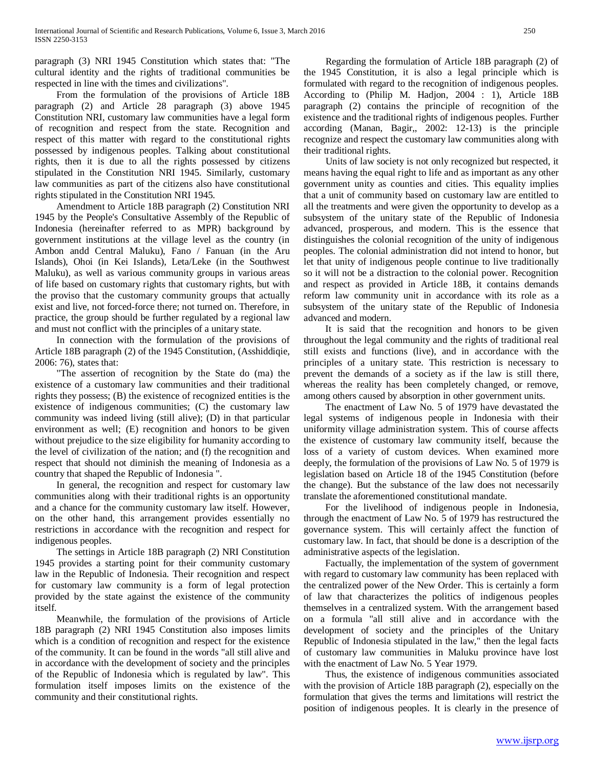paragraph (3) NRI 1945 Constitution which states that: "The cultural identity and the rights of traditional communities be respected in line with the times and civilizations".

From the formulation of the provisions of Article 18B paragraph (2) and Article 28 paragraph (3) above 1945 Constitution NRI, customary law communities have a legal form of recognition and respect from the state. Recognition and respect of this matter with regard to the constitutional rights possessed by indigenous peoples. Talking about constitutional rights, then it is due to all the rights possessed by citizens stipulated in the Constitution NRI 1945. Similarly, customary law communities as part of the citizens also have constitutional rights stipulated in the Constitution NRI 1945.

Amendment to Article 18B paragraph (2) Constitution NRI 1945 by the People's Consultative Assembly of the Republic of Indonesia (hereinafter referred to as MPR) background by government institutions at the village level as the country (in Ambon andd Central Maluku), Fano / Fanuan (in the Aru Islands), Ohoi (in Kei Islands), Leta/Leke (in the Southwest Maluku), as well as various community groups in various areas of life based on customary rights that customary rights, but with the proviso that the customary community groups that actually exist and live, not forced-force there; not turned on. Therefore, in practice, the group should be further regulated by a regional law and must not conflict with the principles of a unitary state.

In connection with the formulation of the provisions of Article 18B paragraph (2) of the 1945 Constitution, (Asshiddiqie, 2006: 76), states that:

"The assertion of recognition by the State do (ma) the existence of a customary law communities and their traditional rights they possess; (B) the existence of recognized entities is the existence of indigenous communities; (C) the customary law community was indeed living (still alive); (D) in that particular environment as well; (E) recognition and honors to be given without prejudice to the size eligibility for humanity according to the level of civilization of the nation; and (f) the recognition and respect that should not diminish the meaning of Indonesia as a country that shaped the Republic of Indonesia ".

In general, the recognition and respect for customary law communities along with their traditional rights is an opportunity and a chance for the community customary law itself. However, on the other hand, this arrangement provides essentially no restrictions in accordance with the recognition and respect for indigenous peoples.

The settings in Article 18B paragraph (2) NRI Constitution 1945 provides a starting point for their community customary law in the Republic of Indonesia. Their recognition and respect for customary law community is a form of legal protection provided by the state against the existence of the community itself.

Meanwhile, the formulation of the provisions of Article 18B paragraph (2) NRI 1945 Constitution also imposes limits which is a condition of recognition and respect for the existence of the community. It can be found in the words "all still alive and in accordance with the development of society and the principles of the Republic of Indonesia which is regulated by law". This formulation itself imposes limits on the existence of the community and their constitutional rights.

Regarding the formulation of Article 18B paragraph (2) of the 1945 Constitution, it is also a legal principle which is formulated with regard to the recognition of indigenous peoples. According to (Philip M. Hadjon, 2004 : 1), Article 18B paragraph (2) contains the principle of recognition of the existence and the traditional rights of indigenous peoples. Further according (Manan, Bagir,, 2002: 12-13) is the principle recognize and respect the customary law communities along with their traditional rights.

Units of law society is not only recognized but respected, it means having the equal right to life and as important as any other government unity as counties and cities. This equality implies that a unit of community based on customary law are entitled to all the treatments and were given the opportunity to develop as a subsystem of the unitary state of the Republic of Indonesia advanced, prosperous, and modern. This is the essence that distinguishes the colonial recognition of the unity of indigenous peoples. The colonial administration did not intend to honor, but let that unity of indigenous people continue to live traditionally so it will not be a distraction to the colonial power. Recognition and respect as provided in Article 18B, it contains demands reform law community unit in accordance with its role as a subsystem of the unitary state of the Republic of Indonesia advanced and modern.

It is said that the recognition and honors to be given throughout the legal community and the rights of traditional real still exists and functions (live), and in accordance with the principles of a unitary state. This restriction is necessary to prevent the demands of a society as if the law is still there, whereas the reality has been completely changed, or remove, among others caused by absorption in other government units.

The enactment of Law No. 5 of 1979 have devastated the legal systems of indigenous people in Indonesia with their uniformity village administration system. This of course affects the existence of customary law community itself, because the loss of a variety of custom devices. When examined more deeply, the formulation of the provisions of Law No. 5 of 1979 is legislation based on Article 18 of the 1945 Constitution (before the change). But the substance of the law does not necessarily translate the aforementioned constitutional mandate.

For the livelihood of indigenous people in Indonesia, through the enactment of Law No. 5 of 1979 has restructured the governance system. This will certainly affect the function of customary law. In fact, that should be done is a description of the administrative aspects of the legislation.

Factually, the implementation of the system of government with regard to customary law community has been replaced with the centralized power of the New Order. This is certainly a form of law that characterizes the politics of indigenous peoples themselves in a centralized system. With the arrangement based on a formula "all still alive and in accordance with the development of society and the principles of the Unitary Republic of Indonesia stipulated in the law," then the legal facts of customary law communities in Maluku province have lost with the enactment of Law No. 5 Year 1979.

Thus, the existence of indigenous communities associated with the provision of Article 18B paragraph (2), especially on the formulation that gives the terms and limitations will restrict the position of indigenous peoples. It is clearly in the presence of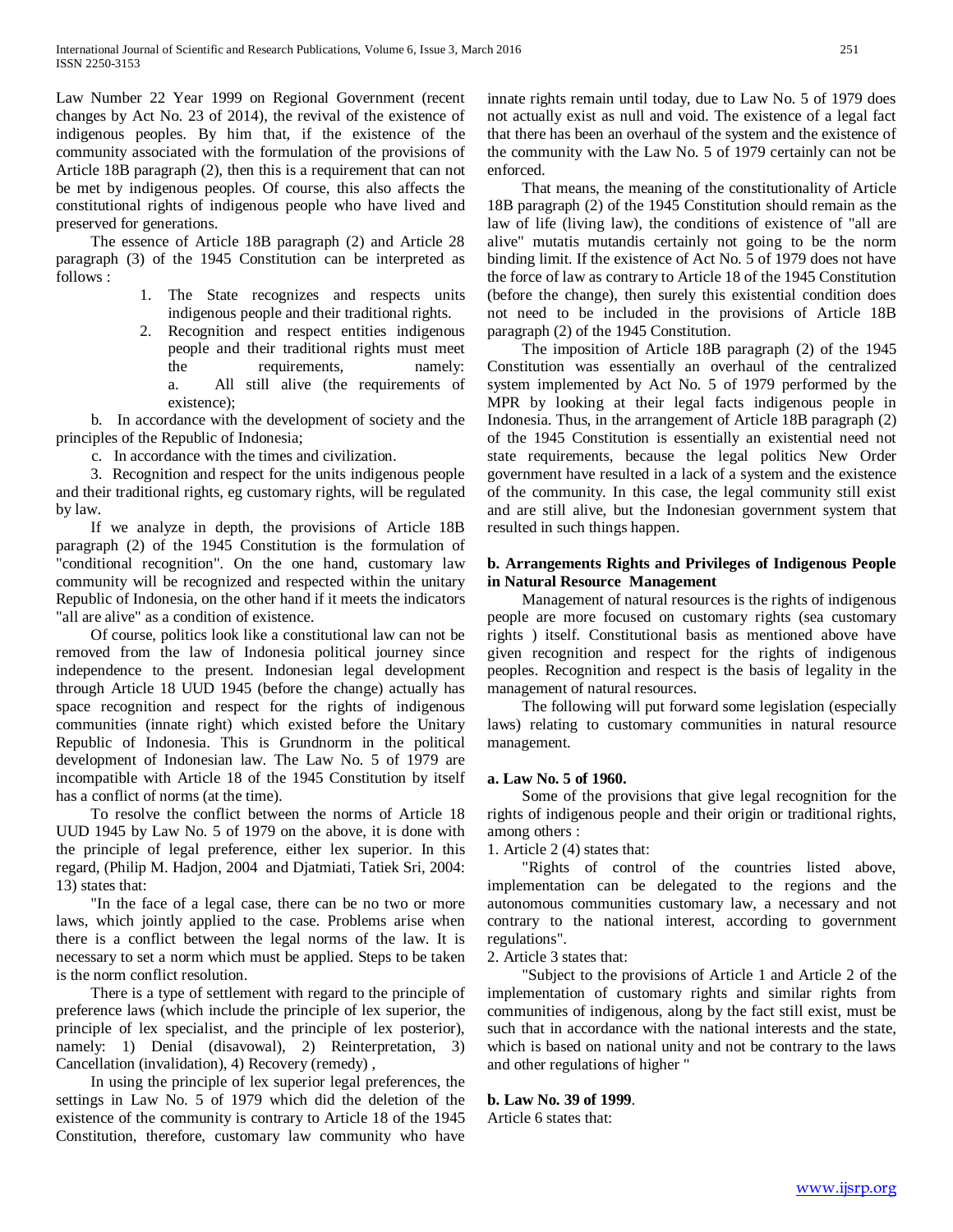Law Number 22 Year 1999 on Regional Government (recent changes by Act No. 23 of 2014), the revival of the existence of indigenous peoples. By him that, if the existence of the community associated with the formulation of the provisions of Article 18B paragraph (2), then this is a requirement that can not be met by indigenous peoples. Of course, this also affects the constitutional rights of indigenous people who have lived and preserved for generations.

The essence of Article 18B paragraph (2) and Article 28 paragraph (3) of the 1945 Constitution can be interpreted as follows :

1. The State recognizes and respects units indigenous people and their traditional rights.
2. Recognition and respect entities indigenous people and their traditional rights must meet the requirements, namely:
   a. All still alive (the requirements of existence);
   b. In accordance with the development of society and the principles of the Republic of Indonesia;
   c. In accordance with the times and civilization.
3. Recognition and respect for the units indigenous people and their traditional rights, eg customary rights, will be regulated by law.

If we analyze in depth, the provisions of Article 18B paragraph (2) of the 1945 Constitution is the formulation of "conditional recognition". On the one hand, customary law community will be recognized and respected within the unitary Republic of Indonesia, on the other hand if it meets the indicators "all are alive" as a condition of existence.

Of course, politics look like a constitutional law can not be removed from the law of Indonesia political journey since independence to the present. Indonesian legal development through Article 18 UUD 1945 (before the change) actually has space recognition and respect for the rights of indigenous communities (innate right) which existed before the Unitary Republic of Indonesia. This is Grundnorm in the political development of Indonesian law. The Law No. 5 of 1979 are incompatible with Article 18 of the 1945 Constitution by itself has a conflict of norms (at the time).

To resolve the conflict between the norms of Article 18 UUD 1945 by Law No. 5 of 1979 on the above, it is done with the principle of legal preference, either lex superior. In this regard, (Philip M. Hadjon, 2004 and Djatmiati, Tatiek Sri, 2004: 13) states that:

"In the face of a legal case, there can be no two or more laws, which jointly applied to the case. Problems arise when there is a conflict between the legal norms of the law. It is necessary to set a norm which must be applied. Steps to be taken is the norm conflict resolution.

There is a type of settlement with regard to the principle of preference laws (which include the principle of lex superior, the principle of lex specialist, and the principle of lex posterior), namely: 1) Denial (disavowal), 2) Reinterpretation, 3) Cancellation (invalidation), 4) Recovery (remedy) ,

In using the principle of lex superior legal preferences, the settings in Law No. 5 of 1979 which did the deletion of the existence of the community is contrary to Article 18 of the 1945 Constitution, therefore, customary law community who have innate rights remain until today, due to Law No. 5 of 1979 does not actually exist as null and void. The existence of a legal fact that there has been an overhaul of the system and the existence of the community with the Law No. 5 of 1979 certainly can not be enforced.

That means, the meaning of the constitutionality of Article 18B paragraph (2) of the 1945 Constitution should remain as the law of life (living law), the conditions of existence of "all are alive" mutatis mutandis certainly not going to be the norm binding limit. If the existence of Act No. 5 of 1979 does not have the force of law as contrary to Article 18 of the 1945 Constitution (before the change), then surely this existential condition does not need to be included in the provisions of Article 18B paragraph (2) of the 1945 Constitution.

The imposition of Article 18B paragraph (2) of the 1945 Constitution was essentially an overhaul of the centralized system implemented by Act No. 5 of 1979 performed by the MPR by looking at their legal facts indigenous people in Indonesia. Thus, in the arrangement of Article 18B paragraph (2) of the 1945 Constitution is essentially an existential need not state requirements, because the legal politics New Order government have resulted in a lack of a system and the existence of the community. In this case, the legal community still exist and are still alive, but the Indonesian government system that resulted in such things happen.

### b. Arrangements Rights and Privileges of Indigenous People in Natural Resource Management

Management of natural resources is the rights of indigenous people are more focused on customary rights (sea customary rights ) itself. Constitutional basis as mentioned above have given recognition and respect for the rights of indigenous peoples. Recognition and respect is the basis of legality in the management of natural resources.

The following will put forward some legislation (especially laws) relating to customary communities in natural resource management.

**a. Law No. 5 of 1960.**

Some of the provisions that give legal recognition for the rights of indigenous people and their origin or traditional rights, among others :

1. Article 2 (4) states that:

"Rights of control of the countries listed above, implementation can be delegated to the regions and the autonomous communities customary law, a necessary and not contrary to the national interest, according to government regulations".

2. Article 3 states that:

"Subject to the provisions of Article 1 and Article 2 of the implementation of customary rights and similar rights from communities of indigenous, along by the fact still exist, must be such that in accordance with the national interests and the state, which is based on national unity and not be contrary to the laws and other regulations of higher "

**b. Law No. 39 of 1999**.

Article 6 states that: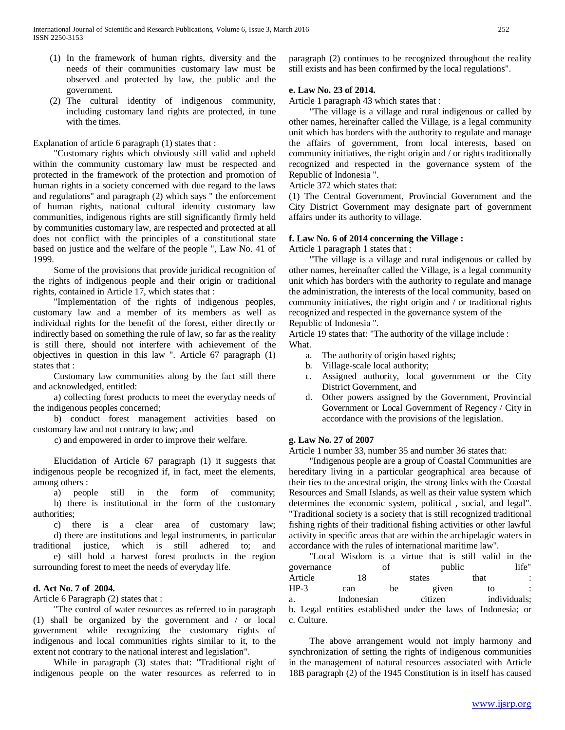(1) In the framework of human rights, diversity and the needs of their communities customary law must be observed and protected by law, the public and the government.
(2) The cultural identity of indigenous community, including customary land rights are protected, in tune with the times.

Explanation of article 6 paragraph (1) states that :

"Customary rights which obviously still valid and upheld within the community customary law must be respected and protected in the framework of the protection and promotion of human rights in a society concerned with due regard to the laws and regulations" and paragraph (2) which says " the enforcement of human rights, national cultural identity customary law communities, indigenous rights are still significantly firmly held by communities customary law, are respected and protected at all does not conflict with the principles of a constitutional state based on justice and the welfare of the people ", Law No. 41 of 1999.

Some of the provisions that provide juridical recognition of the rights of indigenous people and their origin or traditional rights, contained in Article 17, which states that :

"Implementation of the rights of indigenous peoples, customary law and a member of its members as well as individual rights for the benefit of the forest, either directly or indirectly based on something the rule of law, so far as the reality is still there, should not interfere with achievement of the objectives in question in this law ". Article 67 paragraph (1) states that :

Customary law communities along by the fact still there and acknowledged, entitled:

a) collecting forest products to meet the everyday needs of the indigenous peoples concerned;

b) conduct forest management activities based on customary law and not contrary to law; and

c) and empowered in order to improve their welfare.

Elucidation of Article 67 paragraph (1) it suggests that indigenous people be recognized if, in fact, meet the elements, among others :

a) people still in the form of community;
b) there is institutional in the form of the customary authorities;

c) there is a clear area of customary law;
d) there are institutions and legal instruments, in particular traditional justice, which is still adhered to; and
e) still hold a harvest forest products in the region surrounding forest to meet the needs of everyday life.

**d. Act No. 7 of 2004.**

Article 6 Paragraph (2) states that :

"The control of water resources as referred to in paragraph (1) shall be organized by the government and / or local government while recognizing the customary rights of indigenous and local communities rights similar to it, to the extent not contrary to the national interest and legislation".

While in paragraph (3) states that: "Traditional right of indigenous people on the water resources as referred to in paragraph (2) continues to be recognized throughout the reality still exists and has been confirmed by the local regulations".

**e. Law No. 23 of 2014.**

Article 1 paragraph 43 which states that :

"The village is a village and rural indigenous or called by other names, hereinafter called the Village, is a legal community unit which has borders with the authority to regulate and manage the affairs of government, from local interests, based on community initiatives, the right origin and / or rights traditionally recognized and respected in the governance system of the Republic of Indonesia ".

Article 372 which states that:

(1) The Central Government, Provincial Government and the City District Government may designate part of government affairs under its authority to village.

**f. Law No. 6 of 2014 concerning the Village :**

Article 1 paragraph 1 states that :

"The village is a village and rural indigenous or called by other names, hereinafter called the Village, is a legal community unit which has borders with the authority to regulate and manage the administration, the interests of the local community, based on community initiatives, the right origin and / or traditional rights recognized and respected in the governance system of the Republic of Indonesia ".

Article 19 states that: "The authority of the village include : What.

a. The authority of origin based rights;
b. Village-scale local authority;
c. Assigned authority, local government or the City District Government, and
d. Other powers assigned by the Government, Provincial Government or Local Government of Regency / City in accordance with the provisions of the legislation.

**g. Law No. 27 of 2007**

Article 1 number 33, number 35 and number 36 states that:

"Indigenous people are a group of Coastal Communities are hereditary living in a particular geographical area because of their ties to the ancestral origin, the strong links with the Coastal Resources and Small Islands, as well as their value system which determines the economic system, political , social, and legal". "Traditional society is a society that is still recognized traditional fishing rights of their traditional fishing activities or other lawful activity in specific areas that are within the archipelagic waters in accordance with the rules of international maritime law".

"Local Wisdom is a virtue that is still valid in the governance of public life"

Article 18 states that :

HP-3 can be given to :

a. Indonesian citizen individuals;
b. Legal entities established under the laws of Indonesia; or
c. Culture.

The above arrangement would not imply harmony and synchronization of setting the rights of indigenous communities in the management of natural resources associated with Article 18B paragraph (2) of the 1945 Constitution is in itself has caused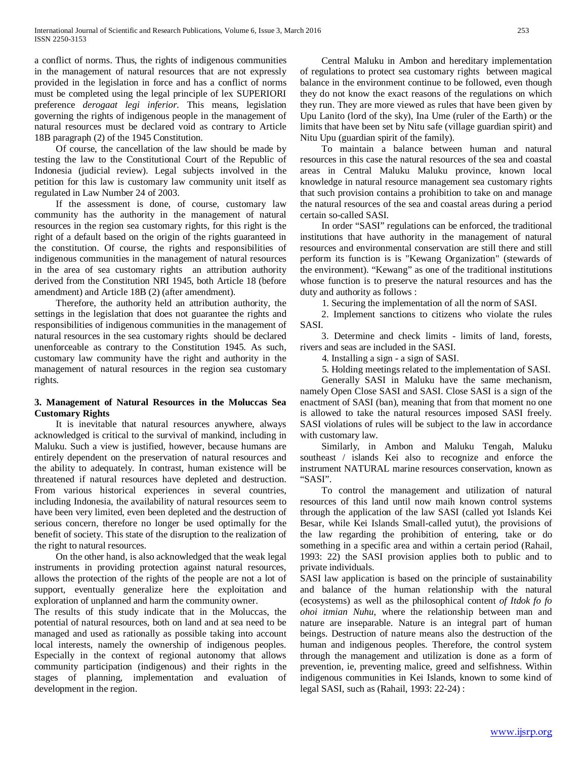a conflict of norms. Thus, the rights of indigenous communities in the management of natural resources that are not expressly provided in the legislation in force and has a conflict of norms must be completed using the legal principle of lex SUPERIORI preference *derogaat legi inferior*. This means, legislation governing the rights of indigenous people in the management of natural resources must be declared void as contrary to Article 18B paragraph (2) of the 1945 Constitution.

Of course, the cancellation of the law should be made by testing the law to the Constitutional Court of the Republic of Indonesia (judicial review). Legal subjects involved in the petition for this law is customary law community unit itself as regulated in Law Number 24 of 2003.

If the assessment is done, of course, customary law community has the authority in the management of natural resources in the region sea customary rights, for this right is the right of a default based on the origin of the rights guaranteed in the constitution. Of course, the rights and responsibilities of indigenous communities in the management of natural resources in the area of sea customary rights an attribution authority derived from the Constitution NRI 1945, both Article 18 (before amendment) and Article 18B (2) (after amendment).

Therefore, the authority held an attribution authority, the settings in the legislation that does not guarantee the rights and responsibilities of indigenous communities in the management of natural resources in the sea customary rights should be declared unenforceable as contrary to the Constitution 1945. As such, customary law community have the right and authority in the management of natural resources in the region sea customary rights.

### 3. Management of Natural Resources in the Moluccas Sea Customary Rights

It is inevitable that natural resources anywhere, always acknowledged is critical to the survival of mankind, including in Maluku. Such a view is justified, however, because humans are entirely dependent on the preservation of natural resources and the ability to adequately. In contrast, human existence will be threatened if natural resources have depleted and destruction. From various historical experiences in several countries, including Indonesia, the availability of natural resources seem to have been very limited, even been depleted and the destruction of serious concern, therefore no longer be used optimally for the benefit of society. This state of the disruption to the realization of the right to natural resources.

On the other hand, is also acknowledged that the weak legal instruments in providing protection against natural resources, allows the protection of the rights of the people are not a lot of support, eventually generalize here the exploitation and exploration of unplanned and harm the community owner.

The results of this study indicate that in the Moluccas, the potential of natural resources, both on land and at sea need to be managed and used as rationally as possible taking into account local interests, namely the ownership of indigenous peoples. Especially in the context of regional autonomy that allows community participation (indigenous) and their rights in the stages of planning, implementation and evaluation of development in the region.

Central Maluku in Ambon and hereditary implementation of regulations to protect sea customary rights between magical balance in the environment continue to be followed, even though they do not know the exact reasons of the regulations on which they run. They are more viewed as rules that have been given by Upu Lanito (lord of the sky), Ina Ume (ruler of the Earth) or the limits that have been set by Nitu safe (village guardian spirit) and Nitu Upu (guardian spirit of the family).

To maintain a balance between human and natural resources in this case the natural resources of the sea and coastal areas in Central Maluku Maluku province, known local knowledge in natural resource management sea customary rights that such provision contains a prohibition to take on and manage the natural resources of the sea and coastal areas during a period certain so-called SASI.

In order "SASI" regulations can be enforced, the traditional institutions that have authority in the management of natural resources and environmental conservation are still there and still perform its function is is "Kewang Organization" (stewards of the environment). "Kewang" as one of the traditional institutions whose function is to preserve the natural resources and has the duty and authority as follows :

1. Securing the implementation of all the norm of SASI.
2. Implement sanctions to citizens who violate the rules SASI.
3. Determine and check limits - limits of land, forests, rivers and seas are included in the SASI.
4. Installing a sign - a sign of SASI.
5. Holding meetings related to the implementation of SASI.

Generally SASI in Maluku have the same mechanism, namely Open Close SASI and SASI. Close SASI is a sign of the enactment of SASI (ban), meaning that from that moment no one is allowed to take the natural resources imposed SASI freely. SASI violations of rules will be subject to the law in accordance with customary law.

Similarly, in Ambon and Maluku Tengah, Maluku southeast / islands Kei also to recognize and enforce the instrument NATURAL marine resources conservation, known as "SASI".

To control the management and utilization of natural resources of this land until now maih known control systems through the application of the law SASI (called yot Islands Kei Besar, while Kei Islands Small-called yutut), the provisions of the law regarding the prohibition of entering, take or do something in a specific area and within a certain period (Rahail, 1993: 22) the SASI provision applies both to public and to private individuals.

SASI law application is based on the principle of sustainability and balance of the human relationship with the natural (ecosystems) as well as the philosophical content *of Itdok fo fo ohoi itmian Nuhu*, where the relationship between man and nature are inseparable. Nature is an integral part of human beings. Destruction of nature means also the destruction of the human and indigenous peoples. Therefore, the control system through the management and utilization is done as a form of prevention, ie, preventing malice, greed and selfishness. Within indigenous communities in Kei Islands, known to some kind of legal SASI, such as (Rahail, 1993: 22-24) :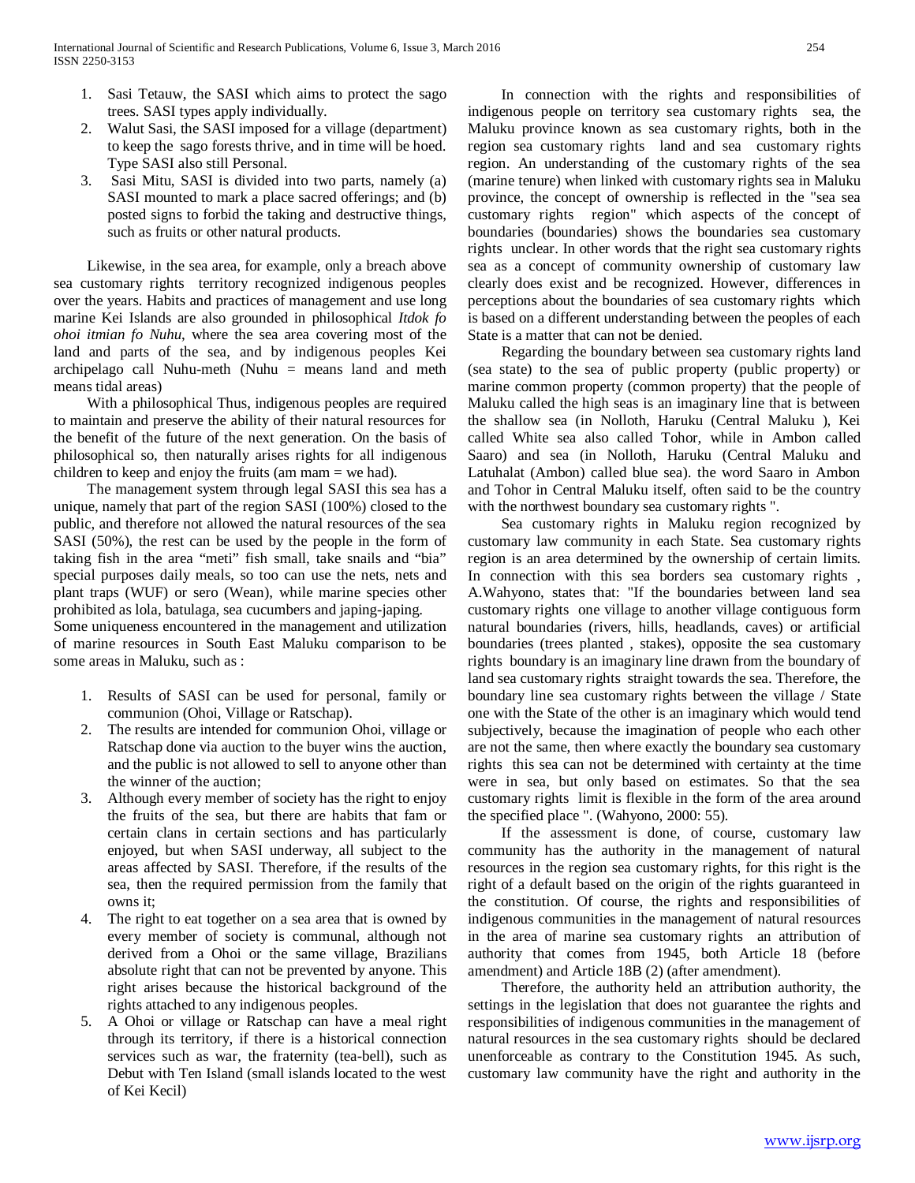1. Sasi Tetauw, the SASI which aims to protect the sago trees. SASI types apply individually.
2. Walut Sasi, the SASI imposed for a village (department) to keep the sago forests thrive, and in time will be hoed. Type SASI also still Personal.
3. Sasi Mitu, SASI is divided into two parts, namely (a) SASI mounted to mark a place sacred offerings; and (b) posted signs to forbid the taking and destructive things, such as fruits or other natural products.

Likewise, in the sea area, for example, only a breach above sea customary rights territory recognized indigenous peoples over the years. Habits and practices of management and use long marine Kei Islands are also grounded in philosophical *Itdok fo ohoi itmian fo Nuhu*, where the sea area covering most of the land and parts of the sea, and by indigenous peoples Kei archipelago call Nuhu-meth (Nuhu = means land and meth means tidal areas)

With a philosophical Thus, indigenous peoples are required to maintain and preserve the ability of their natural resources for the benefit of the future of the next generation. On the basis of philosophical so, then naturally arises rights for all indigenous children to keep and enjoy the fruits (am mam = we had).

The management system through legal SASI this sea has a unique, namely that part of the region SASI (100%) closed to the public, and therefore not allowed the natural resources of the sea SASI (50%), the rest can be used by the people in the form of taking fish in the area "meti" fish small, take snails and "bia" special purposes daily meals, so too can use the nets, nets and plant traps (WUF) or sero (Wean), while marine species other prohibited as lola, batulaga, sea cucumbers and japing-japing.

Some uniqueness encountered in the management and utilization of marine resources in South East Maluku comparison to be some areas in Maluku, such as :

1. Results of SASI can be used for personal, family or communion (Ohoi, Village or Ratschap).
2. The results are intended for communion Ohoi, village or Ratschap done via auction to the buyer wins the auction, and the public is not allowed to sell to anyone other than the winner of the auction;
3. Although every member of society has the right to enjoy the fruits of the sea, but there are habits that fam or certain clans in certain sections and has particularly enjoyed, but when SASI underway, all subject to the areas affected by SASI. Therefore, if the results of the sea, then the required permission from the family that owns it;
4. The right to eat together on a sea area that is owned by every member of society is communal, although not derived from a Ohoi or the same village, Brazilians absolute right that can not be prevented by anyone. This right arises because the historical background of the rights attached to any indigenous peoples.
5. A Ohoi or village or Ratschap can have a meal right through its territory, if there is a historical connection services such as war, the fraternity (tea-bell), such as Debut with Ten Island (small islands located to the west of Kei Kecil)

In connection with the rights and responsibilities of indigenous people on territory sea customary rights sea, the Maluku province known as sea customary rights, both in the region sea customary rights land and sea customary rights region. An understanding of the customary rights of the sea (marine tenure) when linked with customary rights sea in Maluku province, the concept of ownership is reflected in the "sea sea customary rights region" which aspects of the concept of boundaries (boundaries) shows the boundaries sea customary rights unclear. In other words that the right sea customary rights sea as a concept of community ownership of customary law clearly does exist and be recognized. However, differences in perceptions about the boundaries of sea customary rights which is based on a different understanding between the peoples of each State is a matter that can not be denied.

Regarding the boundary between sea customary rights land (sea state) to the sea of public property (public property) or marine common property (common property) that the people of Maluku called the high seas is an imaginary line that is between the shallow sea (in Nolloth, Haruku (Central Maluku ), Kei called White sea also called Tohor, while in Ambon called Saaro) and sea (in Nolloth, Haruku (Central Maluku and Latuhalat (Ambon) called blue sea). the word Saaro in Ambon and Tohor in Central Maluku itself, often said to be the country with the northwest boundary sea customary rights ".

Sea customary rights in Maluku region recognized by customary law community in each State. Sea customary rights region is an area determined by the ownership of certain limits. In connection with this sea borders sea customary rights , A.Wahyono, states that: "If the boundaries between land sea customary rights one village to another village contiguous form natural boundaries (rivers, hills, headlands, caves) or artificial boundaries (trees planted , stakes), opposite the sea customary rights boundary is an imaginary line drawn from the boundary of land sea customary rights straight towards the sea. Therefore, the boundary line sea customary rights between the village / State one with the State of the other is an imaginary which would tend subjectively, because the imagination of people who each other are not the same, then where exactly the boundary sea customary rights this sea can not be determined with certainty at the time were in sea, but only based on estimates. So that the sea customary rights limit is flexible in the form of the area around the specified place ". (Wahyono, 2000: 55).

If the assessment is done, of course, customary law community has the authority in the management of natural resources in the region sea customary rights, for this right is the right of a default based on the origin of the rights guaranteed in the constitution. Of course, the rights and responsibilities of indigenous communities in the management of natural resources in the area of marine sea customary rights an attribution of authority that comes from 1945, both Article 18 (before amendment) and Article 18B (2) (after amendment).

Therefore, the authority held an attribution authority, the settings in the legislation that does not guarantee the rights and responsibilities of indigenous communities in the management of natural resources in the sea customary rights should be declared unenforceable as contrary to the Constitution 1945. As such, customary law community have the right and authority in the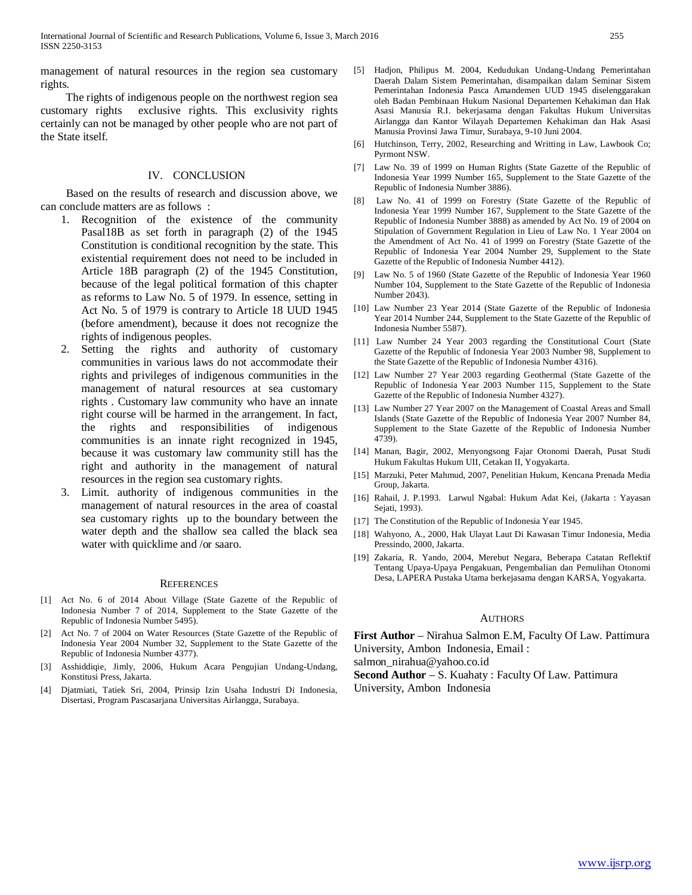management of natural resources in the region sea customary rights.

The rights of indigenous people on the northwest region sea customary rights exclusive rights. This exclusivity rights certainly can not be managed by other people who are not part of the State itself.

## IV. CONCLUSION

Based on the results of research and discussion above, we can conclude matters are as follows :

1. Recognition of the existence of the community Pasal18B as set forth in paragraph (2) of the 1945 Constitution is conditional recognition by the state. This existential requirement does not need to be included in Article 18B paragraph (2) of the 1945 Constitution, because of the legal political formation of this chapter as reforms to Law No. 5 of 1979. In essence, setting in Act No. 5 of 1979 is contrary to Article 18 UUD 1945 (before amendment), because it does not recognize the rights of indigenous peoples.
2. Setting the rights and authority of customary communities in various laws do not accommodate their rights and privileges of indigenous communities in the management of natural resources at sea customary rights . Customary law community who have an innate right course will be harmed in the arrangement. In fact, the rights and responsibilities of indigenous communities is an innate right recognized in 1945, because it was customary law community still has the right and authority in the management of natural resources in the region sea customary rights.
3. Limit. authority of indigenous communities in the management of natural resources in the area of coastal sea customary rights up to the boundary between the water depth and the shallow sea called the black sea water with quicklime and /or saaro.

## REFERENCES

[1] Act No. 6 of 2014 About Village (State Gazette of the Republic of Indonesia Number 7 of 2014, Supplement to the State Gazette of the Republic of Indonesia Number 5495).

[2] Act No. 7 of 2004 on Water Resources (State Gazette of the Republic of Indonesia Year 2004 Number 32, Supplement to the State Gazette of the Republic of Indonesia Number 4377).

[3] Asshiddiqie, Jimly, 2006, Hukum Acara Pengujian Undang-Undang, Konstitusi Press, Jakarta.

[4] Djatmiati, Tatiek Sri, 2004, Prinsip Izin Usaha Industri Di Indonesia, Disertasi, Program Pascasarjana Universitas Airlangga, Surabaya.

[5] Hadjon, Philipus M. 2004, Kedudukan Undang-Undang Pemerintahan Daerah Dalam Sistem Pemerintahan, disampaikan dalam Seminar Sistem Pemerintahan Indonesia Pasca Amandemen UUD 1945 diselenggarakan oleh Badan Pembinaan Hukum Nasional Departemen Kehakiman dan Hak Asasi Manusia R.I. bekerjasama dengan Fakultas Hukum Universitas Airlangga dan Kantor Wilayah Departemen Kehakiman dan Hak Asasi Manusia Provinsi Jawa Timur, Surabaya, 9-10 Juni 2004.

[6] Hutchinson, Terry, 2002, Researching and Writting in Law, Lawbook Co; Pyrmont NSW.

[7] Law No. 39 of 1999 on Human Rights (State Gazette of the Republic of Indonesia Year 1999 Number 165, Supplement to the State Gazette of the Republic of Indonesia Number 3886).

[8] Law No. 41 of 1999 on Forestry (State Gazette of the Republic of Indonesia Year 1999 Number 167, Supplement to the State Gazette of the Republic of Indonesia Number 3888) as amended by Act No. 19 of 2004 on Stipulation of Government Regulation in Lieu of Law No. 1 Year 2004 on the Amendment of Act No. 41 of 1999 on Forestry (State Gazette of the Republic of Indonesia Year 2004 Number 29, Supplement to the State Gazette of the Republic of Indonesia Number 4412).

[9] Law No. 5 of 1960 (State Gazette of the Republic of Indonesia Year 1960 Number 104, Supplement to the State Gazette of the Republic of Indonesia Number 2043).

[10] Law Number 23 Year 2014 (State Gazette of the Republic of Indonesia Year 2014 Number 244, Supplement to the State Gazette of the Republic of Indonesia Number 5587).

[11] Law Number 24 Year 2003 regarding the Constitutional Court (State Gazette of the Republic of Indonesia Year 2003 Number 98, Supplement to the State Gazette of the Republic of Indonesia Number 4316).

[12] Law Number 27 Year 2003 regarding Geothermal (State Gazette of the Republic of Indonesia Year 2003 Number 115, Supplement to the State Gazette of the Republic of Indonesia Number 4327).

[13] Law Number 27 Year 2007 on the Management of Coastal Areas and Small Islands (State Gazette of the Republic of Indonesia Year 2007 Number 84, Supplement to the State Gazette of the Republic of Indonesia Number 4739).

[14] Manan, Bagir, 2002, Menyongsong Fajar Otonomi Daerah, Pusat Studi Hukum Fakultas Hukum UII, Cetakan II, Yogyakarta.

[15] Marzuki, Peter Mahmud, 2007, Penelitian Hukum, Kencana Prenada Media Group, Jakarta.

[16] Rahail, J. P.1993. Larwul Ngabal: Hukum Adat Kei, (Jakarta : Yayasan Sejati, 1993).

[17] The Constitution of the Republic of Indonesia Year 1945.

[18] Wahyono, A., 2000, Hak Ulayat Laut Di Kawasan Timur Indonesia, Media Pressindo, 2000, Jakarta.

[19] Zakaria, R. Yando, 2004, Merebut Negara, Beberapa Catatan Reflektif Tentang Upaya-Upaya Pengakuan, Pengembalian dan Pemulihan Otonomi Desa, LAPERA Pustaka Utama berkejasama dengan KARSA, Yogyakarta.

## AUTHORS

**First Author** – Nirahua Salmon E.M, Faculty Of Law. Pattimura University, Ambon Indonesia, Email : salmon_nirahua@yahoo.co.id

**Second Author** – S. Kuahaty : Faculty Of Law. Pattimura University, Ambon Indonesia